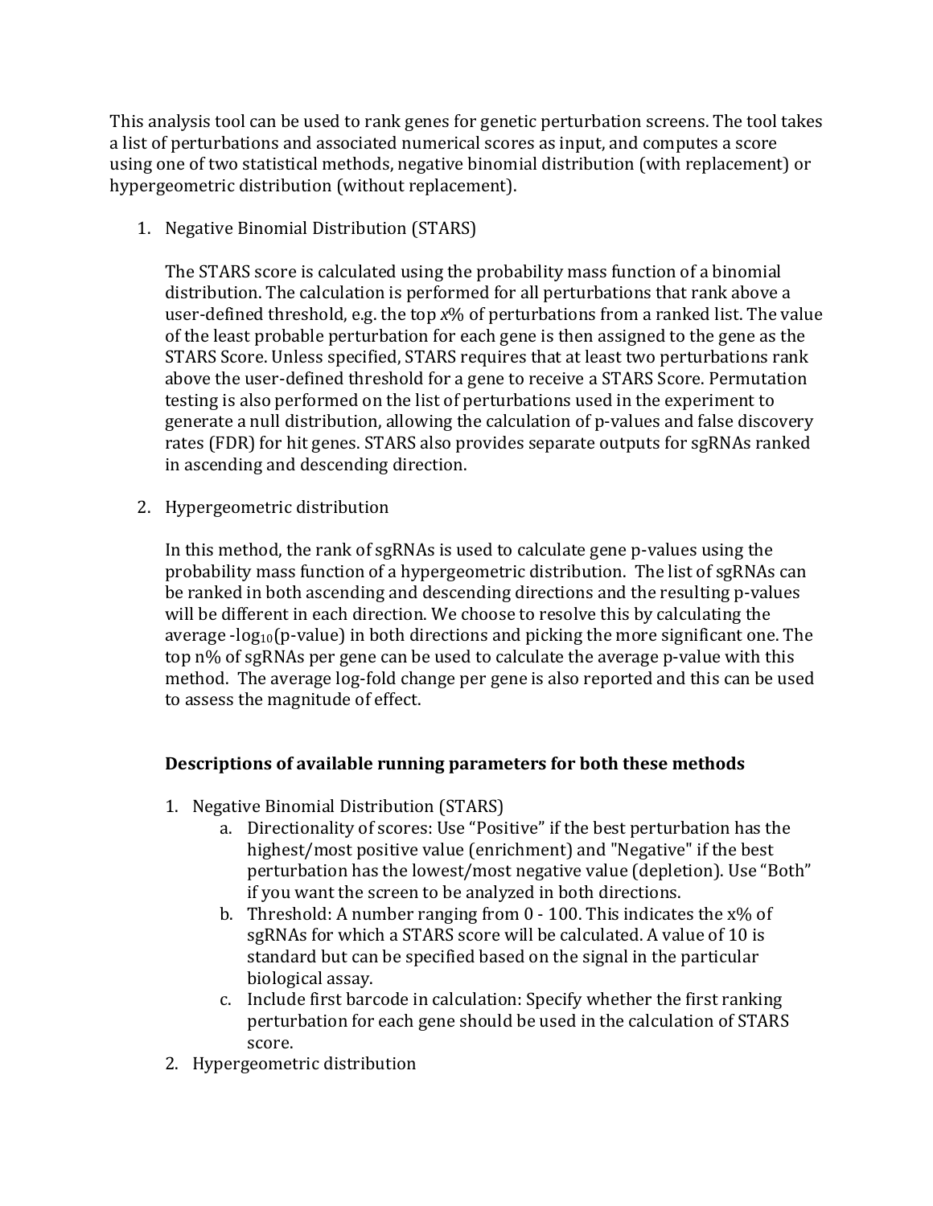This analysis tool can be used to rank genes for genetic perturbation screens. The tool takes a list of perturbations and associated numerical scores as input, and computes a score using one of two statistical methods, negative binomial distribution (with replacement) or hypergeometric distribution (without replacement).

1. Negative Binomial Distribution (STARS)

   The STARS score is calculated using the probability mass function of a binomial distribution. The calculation is performed for all perturbations that rank above a user-defined threshold, e.g. the top *x*% of perturbations from a ranked list. The value of the least probable perturbation for each gene is then assigned to the gene as the STARS Score. Unless specified, STARS requires that at least two perturbations rank above the user-defined threshold for a gene to receive a STARS Score. Permutation testing is also performed on the list of perturbations used in the experiment to generate a null distribution, allowing the calculation of p-values and false discovery rates (FDR) for hit genes. STARS also provides separate outputs for sgRNAs ranked in ascending and descending direction.

2. Hypergeometric distribution

   In this method, the rank of sgRNAs is used to calculate gene p-values using the probability mass function of a hypergeometric distribution. The list of sgRNAs can be ranked in both ascending and descending directions and the resulting p-values will be different in each direction. We choose to resolve this by calculating the average $-\log_{10}$(p-value) in both directions and picking the more significant one. The top n% of sgRNAs per gene can be used to calculate the average p-value with this method. The average log-fold change per gene is also reported and this can be used to assess the magnitude of effect.

### Descriptions of available running parameters for both these methods

1. Negative Binomial Distribution (STARS)
   a. Directionality of scores: Use "Positive" if the best perturbation has the highest/most positive value (enrichment) and "Negative" if the best perturbation has the lowest/most negative value (depletion). Use "Both" if you want the screen to be analyzed in both directions.
   b. Threshold: A number ranging from 0 - 100. This indicates the x% of sgRNAs for which a STARS score will be calculated. A value of 10 is standard but can be specified based on the signal in the particular biological assay.
   c. Include first barcode in calculation: Specify whether the first ranking perturbation for each gene should be used in the calculation of STARS score.
2. Hypergeometric distribution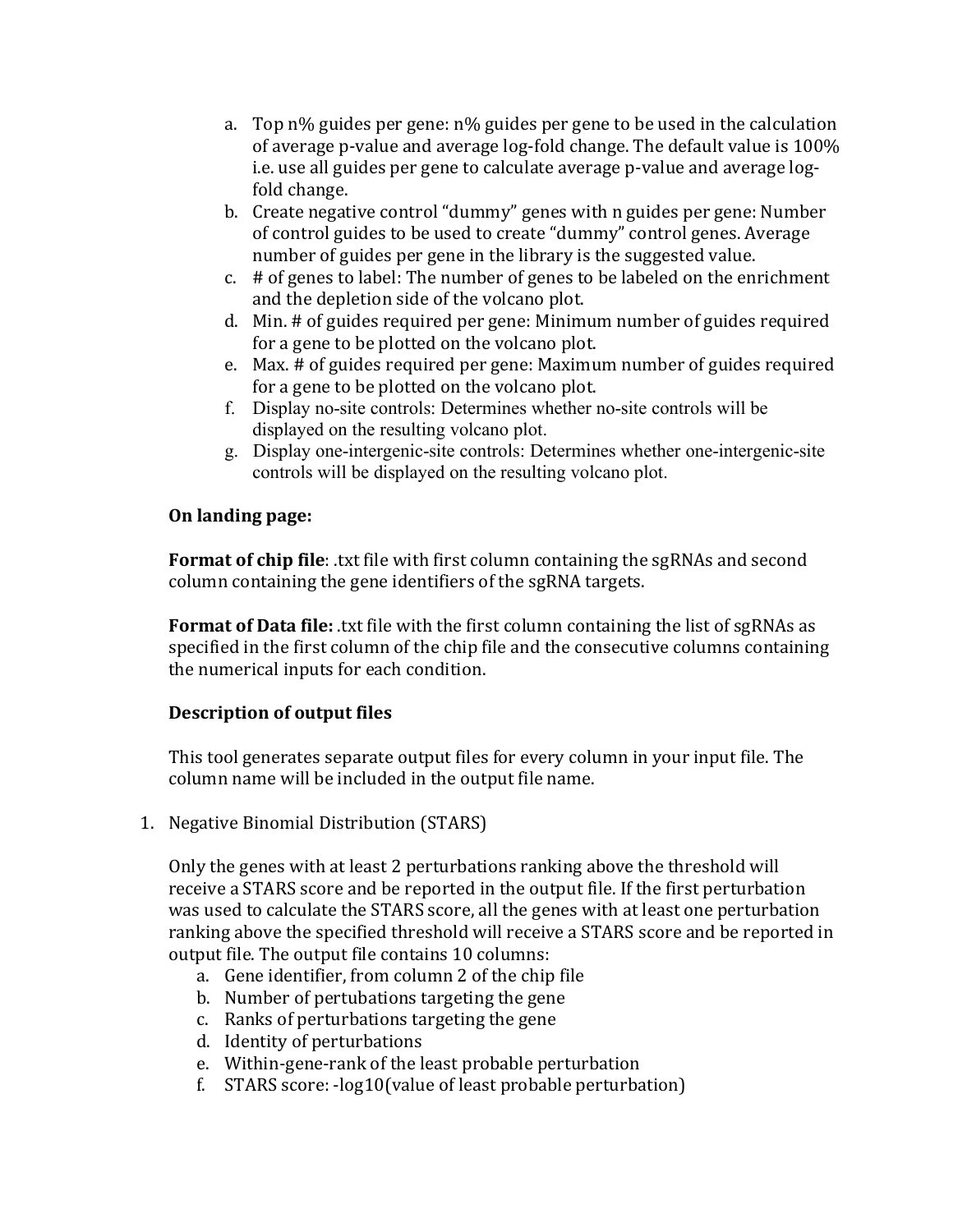a. Top n% guides per gene: n% guides per gene to be used in the calculation of average p-value and average log-fold change. The default value is 100% i.e. use all guides per gene to calculate average p-value and average log-fold change.
b. Create negative control "dummy" genes with n guides per gene: Number of control guides to be used to create "dummy" control genes. Average number of guides per gene in the library is the suggested value.
c. # of genes to label: The number of genes to be labeled on the enrichment and the depletion side of the volcano plot.
d. Min. # of guides required per gene: Minimum number of guides required for a gene to be plotted on the volcano plot.
e. Max. # of guides required per gene: Maximum number of guides required for a gene to be plotted on the volcano plot.
f. Display no-site controls: Determines whether no-site controls will be displayed on the resulting volcano plot.
g. Display one-intergenic-site controls: Determines whether one-intergenic-site controls will be displayed on the resulting volcano plot.

**On landing page:**

**Format of chip file**: .txt file with first column containing the sgRNAs and second column containing the gene identifiers of the sgRNA targets.

**Format of Data file:** .txt file with the first column containing the list of sgRNAs as specified in the first column of the chip file and the consecutive columns containing the numerical inputs for each condition.

**Description of output files**

This tool generates separate output files for every column in your input file. The column name will be included in the output file name.

1. Negative Binomial Distribution (STARS)

   Only the genes with at least 2 perturbations ranking above the threshold will receive a STARS score and be reported in the output file. If the first perturbation was used to calculate the STARS score, all the genes with at least one perturbation ranking above the specified threshold will receive a STARS score and be reported in output file. The output file contains 10 columns:
   a. Gene identifier, from column 2 of the chip file
   b. Number of pertubations targeting the gene
   c. Ranks of perturbations targeting the gene
   d. Identity of perturbations
   e. Within-gene-rank of the least probable perturbation
   f. STARS score: -log10(value of least probable perturbation)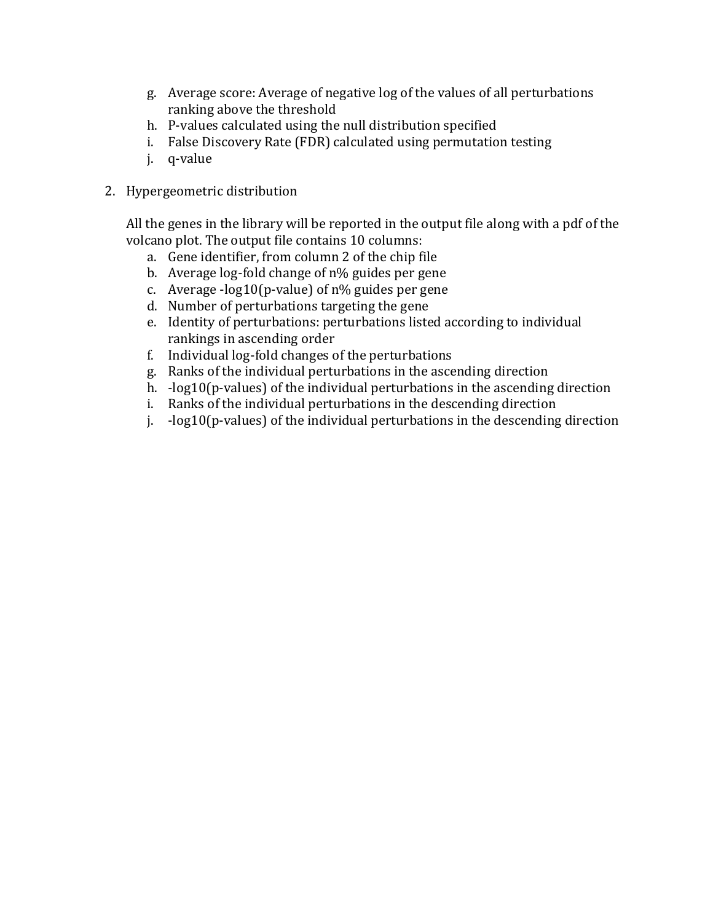g. Average score: Average of negative log of the values of all perturbations ranking above the threshold
h. P-values calculated using the null distribution specified
i. False Discovery Rate (FDR) calculated using permutation testing
j. q-value

2. Hypergeometric distribution

   All the genes in the library will be reported in the output file along with a pdf of the volcano plot. The output file contains 10 columns:

   a. Gene identifier, from column 2 of the chip file
   b. Average log-fold change of n% guides per gene
   c. Average -log10(p-value) of n% guides per gene
   d. Number of perturbations targeting the gene
   e. Identity of perturbations: perturbations listed according to individual rankings in ascending order
   f. Individual log-fold changes of the perturbations
   g. Ranks of the individual perturbations in the ascending direction
   h. -log10(p-values) of the individual perturbations in the ascending direction
   i. Ranks of the individual perturbations in the descending direction
   j. -log10(p-values) of the individual perturbations in the descending direction